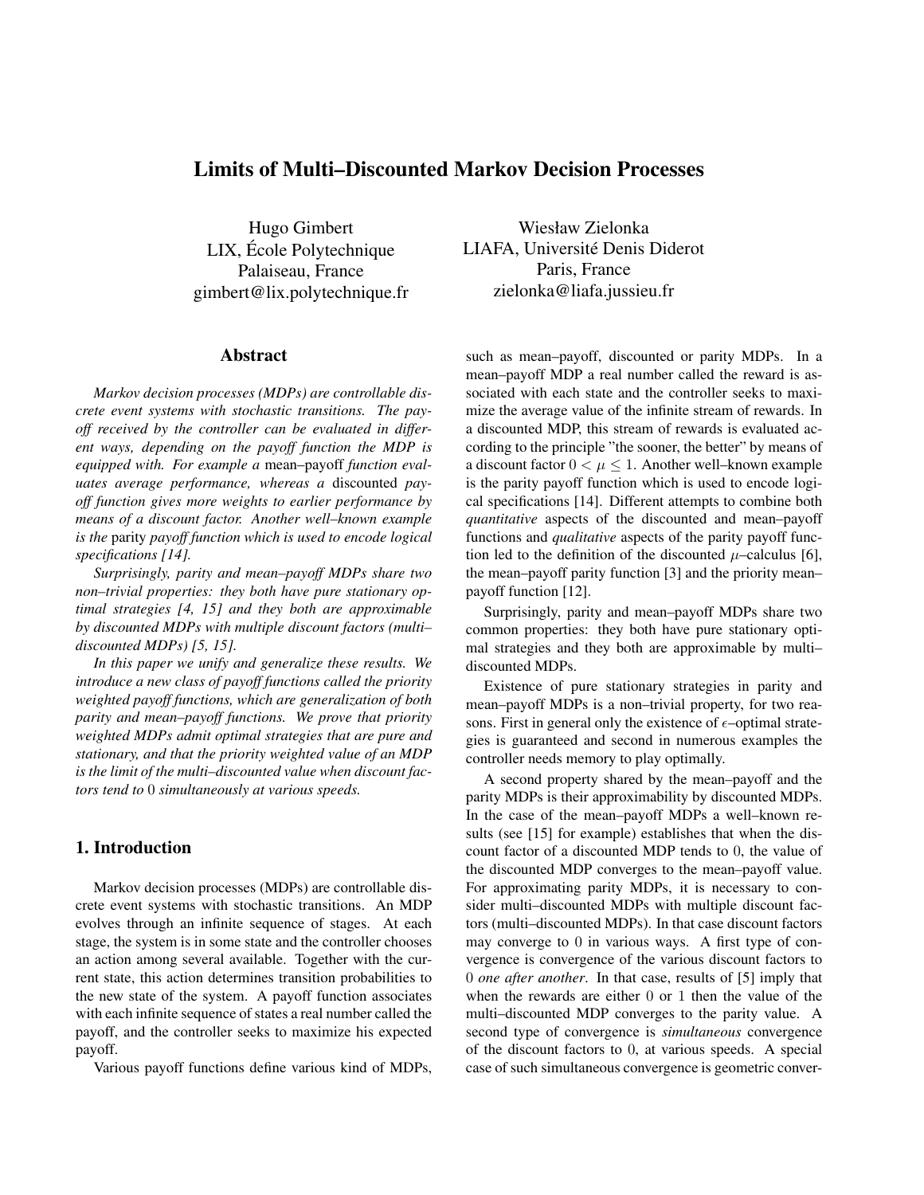# Limits of Multi–Discounted Markov Decision Processes

Hugo Gimbert
LIX, École Polytechnique
Palaiseau, France
gimbert@lix.polytechnique.fr

Wiesław Zielonka
LIAFA, Université Denis Diderot
Paris, France
zielonka@liafa.jussieu.fr

## Abstract

*Markov decision processes (MDPs) are controllable discrete event systems with stochastic transitions. The payoff received by the controller can be evaluated in different ways, depending on the payoff function the MDP is equipped with. For example a* mean–payoff *function evaluates average performance, whereas a* discounted *payoff function gives more weights to earlier performance by means of a discount factor. Another well–known example is the* parity *payoff function which is used to encode logical specifications [14].*

*Surprisingly, parity and mean–payoff MDPs share two non–trivial properties: they both have pure stationary optimal strategies [4, 15] and they both are approximable by discounted MDPs with multiple discount factors (multi–discounted MDPs) [5, 15].*

*In this paper we unify and generalize these results. We introduce a new class of payoff functions called the priority weighted payoff functions, which are generalization of both parity and mean–payoff functions. We prove that priority weighted MDPs admit optimal strategies that are pure and stationary, and that the priority weighted value of an MDP is the limit of the multi–discounted value when discount factors tend to* $0$ *simultaneously at various speeds.*

## 1. Introduction

Markov decision processes (MDPs) are controllable discrete event systems with stochastic transitions. An MDP evolves through an infinite sequence of stages. At each stage, the system is in some state and the controller chooses an action among several available. Together with the current state, this action determines transition probabilities to the new state of the system. A payoff function associates with each infinite sequence of states a real number called the payoff, and the controller seeks to maximize his expected payoff.

Various payoff functions define various kind of MDPs, such as mean–payoff, discounted or parity MDPs. In a mean–payoff MDP a real number called the reward is associated with each state and the controller seeks to maximize the average value of the infinite stream of rewards. In a discounted MDP, this stream of rewards is evaluated according to the principle "the sooner, the better" by means of a discount factor $0 < \mu \leq 1$. Another well–known example is the parity payoff function which is used to encode logical specifications [14]. Different attempts to combine both *quantitative* aspects of the discounted and mean–payoff functions and *qualitative* aspects of the parity payoff function led to the definition of the discounted $\mu$–calculus [6], the mean–payoff parity function [3] and the priority mean–payoff function [12].

Surprisingly, parity and mean–payoff MDPs share two common properties: they both have pure stationary optimal strategies and they both are approximable by multi–discounted MDPs.

Existence of pure stationary strategies in parity and mean–payoff MDPs is a non–trivial property, for two reasons. First in general only the existence of $\epsilon$–optimal strategies is guaranteed and second in numerous examples the controller needs memory to play optimally.

A second property shared by the mean–payoff and the parity MDPs is their approximability by discounted MDPs. In the case of the mean–payoff MDPs a well–known results (see [15] for example) establishes that when the discount factor of a discounted MDP tends to $0$, the value of the discounted MDP converges to the mean–payoff value. For approximating parity MDPs, it is necessary to consider multi–discounted MDPs with multiple discount factors (multi–discounted MDPs). In that case discount factors may converge to $0$ in various ways. A first type of convergence is convergence of the various discount factors to $0$ *one after another*. In that case, results of [5] imply that when the rewards are either $0$ or $1$ then the value of the multi–discounted MDP converges to the parity value. A second type of convergence is *simultaneous* convergence of the discount factors to $0$, at various speeds. A special case of such simultaneous convergence is geometric conver-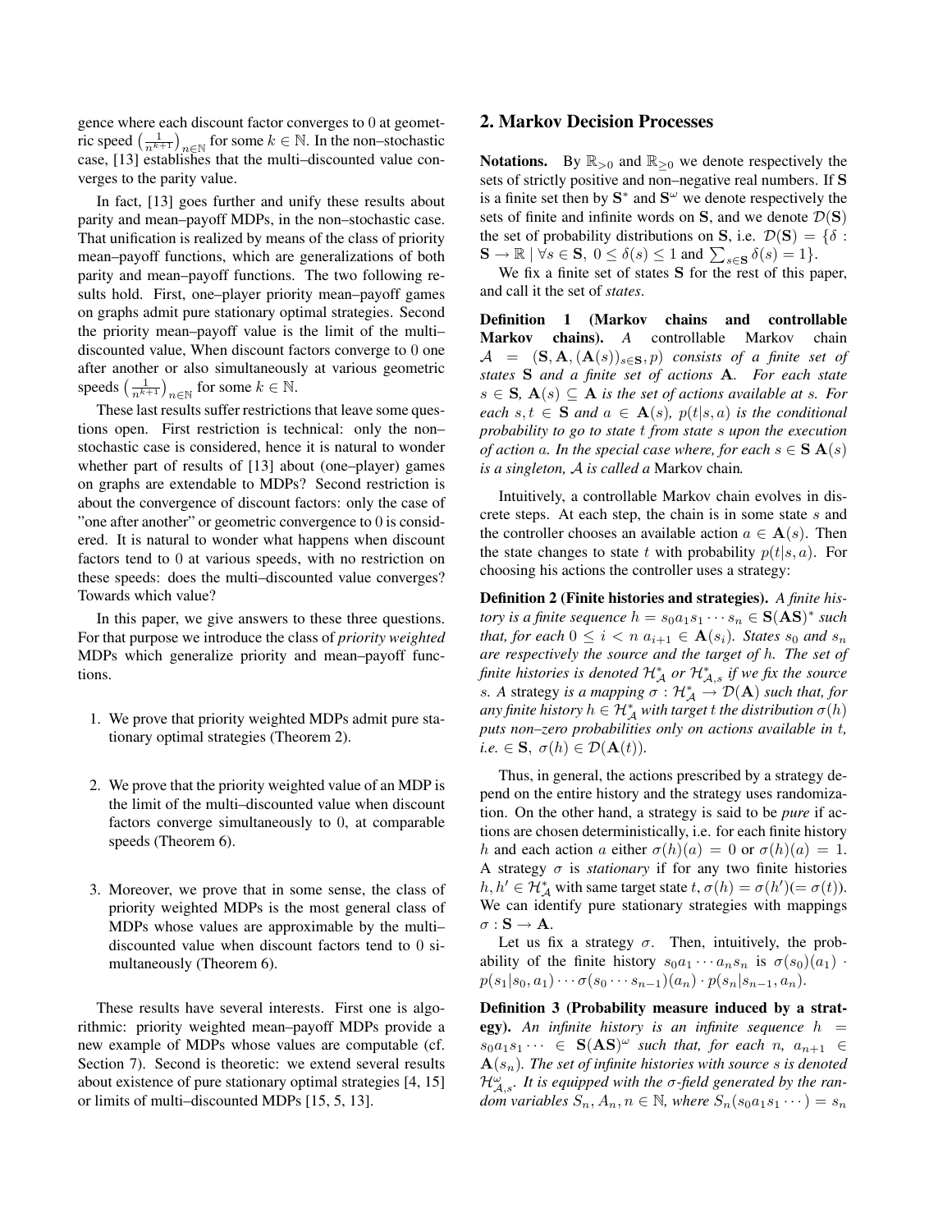gence where each discount factor converges to 0 at geometric speed $\left(\frac{1}{n^{k+1}}\right)_{n\in\mathbb{N}}$ for some $k \in \mathbb{N}$. In the non–stochastic case, [13] establishes that the multi–discounted value converges to the parity value.

In fact, [13] goes further and unify these results about parity and mean–payoff MDPs, in the non–stochastic case. That unification is realized by means of the class of priority mean–payoff functions, which are generalizations of both parity and mean–payoff functions. The two following results hold. First, one–player priority mean–payoff games on graphs admit pure stationary optimal strategies. Second the priority mean–payoff value is the limit of the multi–discounted value, When discount factors converge to 0 one after another or also simultaneously at various geometric speeds $\left(\frac{1}{n^{k+1}}\right)_{n\in\mathbb{N}}$ for some $k \in \mathbb{N}$.

These last results suffer restrictions that leave some questions open. First restriction is technical: only the non–stochastic case is considered, hence it is natural to wonder whether part of results of [13] about (one–player) games on graphs are extendable to MDPs? Second restriction is about the convergence of discount factors: only the case of "one after another" or geometric convergence to 0 is considered. It is natural to wonder what happens when discount factors tend to 0 at various speeds, with no restriction on these speeds: does the multi–discounted value converges? Towards which value?

In this paper, we give answers to these three questions. For that purpose we introduce the class of *priority weighted* MDPs which generalize priority and mean–payoff functions.

1. We prove that priority weighted MDPs admit pure stationary optimal strategies (Theorem 2).

2. We prove that the priority weighted value of an MDP is the limit of the multi–discounted value when discount factors converge simultaneously to 0, at comparable speeds (Theorem 6).

3. Moreover, we prove that in some sense, the class of priority weighted MDPs is the most general class of MDPs whose values are approximable by the multi–discounted value when discount factors tend to 0 simultaneously (Theorem 6).

These results have several interests. First one is algorithmic: priority weighted mean–payoff MDPs provide a new example of MDPs whose values are computable (cf. Section 7). Second is theoretic: we extend several results about existence of pure stationary optimal strategies [4, 15] or limits of multi–discounted MDPs [15, 5, 13].

## 2. Markov Decision Processes

**Notations.** By $\mathbb{R}_{>0}$ and $\mathbb{R}_{\geq 0}$ we denote respectively the sets of strictly positive and non–negative real numbers. If $\mathbf{S}$ is a finite set then by $\mathbf{S}^*$ and $\mathbf{S}^\omega$ we denote respectively the sets of finite and infinite words on $\mathbf{S}$, and we denote $\mathcal{D}(\mathbf{S})$ the set of probability distributions on $\mathbf{S}$, i.e. $\mathcal{D}(\mathbf{S}) = \{\delta : \mathbf{S} \to \mathbb{R} \mid \forall s \in \mathbf{S},\ 0 \leq \delta(s) \leq 1 \text{ and } \sum_{s\in\mathbf{S}} \delta(s) = 1\}$.

We fix a finite set of states $\mathbf{S}$ for the rest of this paper, and call it the set of *states*.

**Definition 1 (Markov chains and controllable Markov chains).** *A controllable Markov chain $\mathcal{A} = (\mathbf{S}, \mathbf{A}, (\mathbf{A}(s))_{s\in\mathbf{S}}, p)$ consists of a finite set of states $\mathbf{S}$ and a finite set of actions $\mathbf{A}$. For each state $s \in \mathbf{S}$, $\mathbf{A}(s) \subseteq \mathbf{A}$ is the set of actions available at $s$. For each $s, t \in \mathbf{S}$ and $a \in \mathbf{A}(s)$, $p(t|s, a)$ is the conditional probability to go to state $t$ from state $s$ upon the execution of action $a$. In the special case where, for each $s \in \mathbf{S}$ $\mathbf{A}(s)$ is a singleton, $\mathcal{A}$ is called a* Markov chain*.*

Intuitively, a controllable Markov chain evolves in discrete steps. At each step, the chain is in some state $s$ and the controller chooses an available action $a \in \mathbf{A}(s)$. Then the state changes to state $t$ with probability $p(t|s, a)$. For choosing his actions the controller uses a strategy:

**Definition 2 (Finite histories and strategies).** *A finite history is a finite sequence $h = s_0a_1s_1 \cdots s_n \in \mathbf{S}(\mathbf{AS})^*$ such that, for each $0 \leq i < n$ $a_{i+1} \in \mathbf{A}(s_i)$. States $s_0$ and $s_n$ are respectively the source and the target of $h$. The set of finite histories is denoted $\mathcal{H}^*_{\mathcal{A}}$ or $\mathcal{H}^*_{\mathcal{A},s}$ if we fix the source $s$. A* strategy *is a mapping $\sigma : \mathcal{H}^*_{\mathcal{A}} \to \mathcal{D}(\mathbf{A})$ such that, for any finite history $h \in \mathcal{H}^*_{\mathcal{A}}$ with target $t$ the distribution $\sigma(h)$ puts non–zero probabilities only on actions available in $t$, i.e. $\in \mathbf{S},\ \sigma(h) \in \mathcal{D}(\mathbf{A}(t))$.*

Thus, in general, the actions prescribed by a strategy depend on the entire history and the strategy uses randomization. On the other hand, a strategy is said to be *pure* if actions are chosen deterministically, i.e. for each finite history $h$ and each action $a$ either $\sigma(h)(a) = 0$ or $\sigma(h)(a) = 1$. A strategy $\sigma$ is *stationary* if for any two finite histories $h, h' \in \mathcal{H}^*_{\mathcal{A}}$ with same target state $t$, $\sigma(h) = \sigma(h')(= \sigma(t))$. We can identify pure stationary strategies with mappings $\sigma : \mathbf{S} \to \mathbf{A}$.

Let us fix a strategy $\sigma$. Then, intuitively, the probability of the finite history $s_0a_1 \cdots a_ns_n$ is $\sigma(s_0)(a_1) \cdot p(s_1|s_0, a_1) \cdots \sigma(s_0 \cdots s_{n-1})(a_n) \cdot p(s_n|s_{n-1}, a_n)$.

**Definition 3 (Probability measure induced by a strategy).** *An infinite history is an infinite sequence $h = s_0a_1s_1 \cdots \in \mathbf{S}(\mathbf{AS})^\omega$ such that, for each $n$, $a_{n+1} \in \mathbf{A}(s_n)$. The set of infinite histories with source $s$ is denoted $\mathcal{H}^\omega_{\mathcal{A},s}$. It is equipped with the $\sigma$-field generated by the random variables $S_n, A_n, n \in \mathbb{N}$, where $S_n(s_0a_1s_1 \cdots) = s_n$*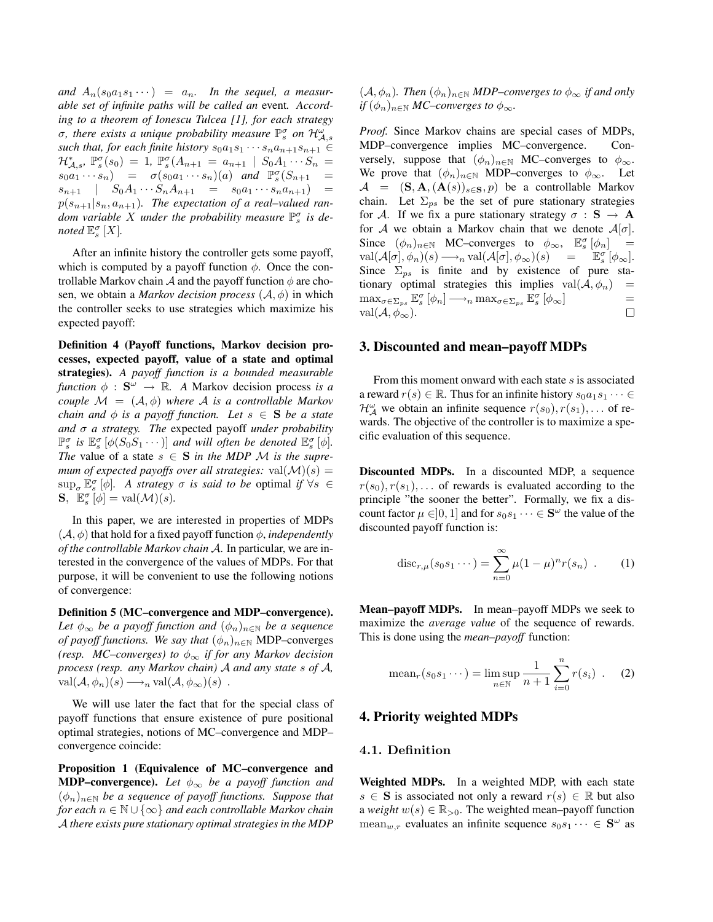*and $A_n(s_0a_1s_1\cdots) = a_n$. In the sequel, a measurable set of infinite paths will be called an* event*. According to a theorem of Ionescu Tulcea [1], for each strategy $\sigma$, there exists a unique probability measure $\mathbb{P}_s^\sigma$ on $\mathcal{H}^\omega_{\mathcal{A},s}$ such that, for each finite history $s_0a_1s_1\cdots s_na_{n+1}s_{n+1} \in \mathcal{H}^*_{\mathcal{A},s}$, $\mathbb{P}_s^\sigma(s_0) = 1$, $\mathbb{P}_s^\sigma(A_{n+1} = a_{n+1} \mid S_0A_1\cdots S_n = s_0a_1\cdots s_n) = \sigma(s_0a_1\cdots s_n)(a)$ and $\mathbb{P}_s^\sigma(S_{n+1} = s_{n+1} \mid S_0A_1\cdots S_nA_{n+1} = s_0a_1\cdots s_na_{n+1}) = p(s_{n+1}|s_n,a_{n+1})$. The expectation of a real–valued random variable $X$ under the probability measure $\mathbb{P}_s^\sigma$ is denoted $\mathbb{E}_s^\sigma[X]$.*

After an infinite history the controller gets some payoff, which is computed by a payoff function $\phi$. Once the controllable Markov chain $\mathcal{A}$ and the payoff function $\phi$ are chosen, we obtain a *Markov decision process* $(\mathcal{A},\phi)$ in which the controller seeks to use strategies which maximize his expected payoff:

**Definition 4 (Payoff functions, Markov decision processes, expected payoff, value of a state and optimal strategies).** *A payoff function is a bounded measurable function $\phi : \mathbf{S}^\omega \to \mathbb{R}$. A* Markov decision process *is a couple $\mathcal{M} = (\mathcal{A},\phi)$ where $\mathcal{A}$ is a controllable Markov chain and $\phi$ is a payoff function. Let $s \in \mathbf{S}$ be a state and $\sigma$ a strategy. The* expected payoff *under probability $\mathbb{P}_s^\sigma$ is $\mathbb{E}_s^\sigma[\phi(S_0S_1\cdots)]$ and will often be denoted $\mathbb{E}_s^\sigma[\phi]$. The* value *of a state $s \in \mathbf{S}$ in the MDP $\mathcal{M}$ is the supremum of expected payoffs over all strategies: $\mathrm{val}(\mathcal{M})(s) = \sup_\sigma \mathbb{E}_s^\sigma[\phi]$. A strategy $\sigma$ is said to be* optimal *if $\forall s \in \mathbf{S}$, $\mathbb{E}_s^\sigma[\phi] = \mathrm{val}(\mathcal{M})(s)$.*

In this paper, we are interested in properties of MDPs $(\mathcal{A},\phi)$ that hold for a fixed payoff function $\phi$, *independently of the controllable Markov chain $\mathcal{A}$.* In particular, we are interested in the convergence of the values of MDPs. For that purpose, it will be convenient to use the following notions of convergence:

**Definition 5 (MC–convergence and MDP–convergence).** *Let $\phi_\infty$ be a payoff function and $(\phi_n)_{n\in\mathbb{N}}$ be a sequence of payoff functions. We say that $(\phi_n)_{n\in\mathbb{N}}$* MDP–converges *(resp. MC–converges) to $\phi_\infty$ if for any Markov decision process (resp. any Markov chain) $\mathcal{A}$ and any state $s$ of $\mathcal{A}$, $\mathrm{val}(\mathcal{A},\phi_n)(s) \longrightarrow_n \mathrm{val}(\mathcal{A},\phi_\infty)(s)$ .*

We will use later the fact that for the special class of payoff functions that ensure existence of pure positional optimal strategies, notions of MC–convergence and MDP–convergence coincide:

**Proposition 1 (Equivalence of MC–convergence and MDP–convergence).** *Let $\phi_\infty$ be a payoff function and $(\phi_n)_{n\in\mathbb{N}}$ be a sequence of payoff functions. Suppose that for each $n \in \mathbb{N}\cup\{\infty\}$ and each controllable Markov chain $\mathcal{A}$ there exists pure stationary optimal strategies in the MDP $(\mathcal{A},\phi_n)$. Then $(\phi_n)_{n\in\mathbb{N}}$ MDP–converges to $\phi_\infty$ if and only if $(\phi_n)_{n\in\mathbb{N}}$ MC–converges to $\phi_\infty$.*

*Proof.* Since Markov chains are special cases of MDPs, MDP–convergence implies MC–convergence. Conversely, suppose that $(\phi_n)_{n\in\mathbb{N}}$ MC–converges to $\phi_\infty$. We prove that $(\phi_n)_{n\in\mathbb{N}}$ MDP–converges to $\phi_\infty$. Let $\mathcal{A} = (\mathbf{S},\mathbf{A},(\mathbf{A}(s))_{s\in\mathbf{S}},p)$ be a controllable Markov chain. Let $\Sigma_{ps}$ be the set of pure stationary strategies for $\mathcal{A}$. If we fix a pure stationary strategy $\sigma : \mathbf{S} \to \mathbf{A}$ for $\mathcal{A}$ we obtain a Markov chain that we denote $\mathcal{A}[\sigma]$. Since $(\phi_n)_{n\in\mathbb{N}}$ MC–converges to $\phi_\infty$, $\mathbb{E}_s^\sigma[\phi_n] = \mathrm{val}(\mathcal{A}[\sigma],\phi_n)(s) \longrightarrow_n \mathrm{val}(\mathcal{A}[\sigma],\phi_\infty)(s) = \mathbb{E}_s^\sigma[\phi_\infty]$. Since $\Sigma_{ps}$ is finite and by existence of pure stationary optimal strategies this implies $\mathrm{val}(\mathcal{A},\phi_n) = \max_{\sigma\in\Sigma_{ps}} \mathbb{E}_s^\sigma[\phi_n] \longrightarrow_n \max_{\sigma\in\Sigma_{ps}} \mathbb{E}_s^\sigma[\phi_\infty] = \mathrm{val}(\mathcal{A},\phi_\infty)$. □

## 3. Discounted and mean–payoff MDPs

From this moment onward with each state $s$ is associated a reward $r(s) \in \mathbb{R}$. Thus for an infinite history $s_0a_1s_1\cdots \in \mathcal{H}^\omega_{\mathcal{A}}$ we obtain an infinite sequence $r(s_0), r(s_1), \ldots$ of rewards. The objective of the controller is to maximize a specific evaluation of this sequence.

**Discounted MDPs.** In a discounted MDP, a sequence $r(s_0), r(s_1), \ldots$ of rewards is evaluated according to the principle "the sooner the better". Formally, we fix a discount factor $\mu \in ]0,1]$ and for $s_0s_1\cdots \in \mathbf{S}^\omega$ the value of the discounted payoff function is:

$$\mathrm{disc}_{r,\mu}(s_0s_1\cdots) = \sum_{n=0}^{\infty} \mu(1-\mu)^n r(s_n) \ . \tag{1}$$

**Mean–payoff MDPs.** In mean–payoff MDPs we seek to maximize the *average value* of the sequence of rewards. This is done using the *mean–payoff* function:

$$\mathrm{mean}_r(s_0s_1\cdots) = \limsup_{n\in\mathbb{N}} \frac{1}{n+1}\sum_{i=0}^{n} r(s_i) \ . \tag{2}$$

## 4. Priority weighted MDPs

### 4.1. Definition

**Weighted MDPs.** In a weighted MDP, with each state $s \in \mathbf{S}$ is associated not only a reward $r(s) \in \mathbb{R}$ but also a *weight* $w(s) \in \mathbb{R}_{>0}$. The weighted mean–payoff function $\mathrm{mean}_{w,r}$ evaluates an infinite sequence $s_0s_1\cdots \in \mathbf{S}^\omega$ as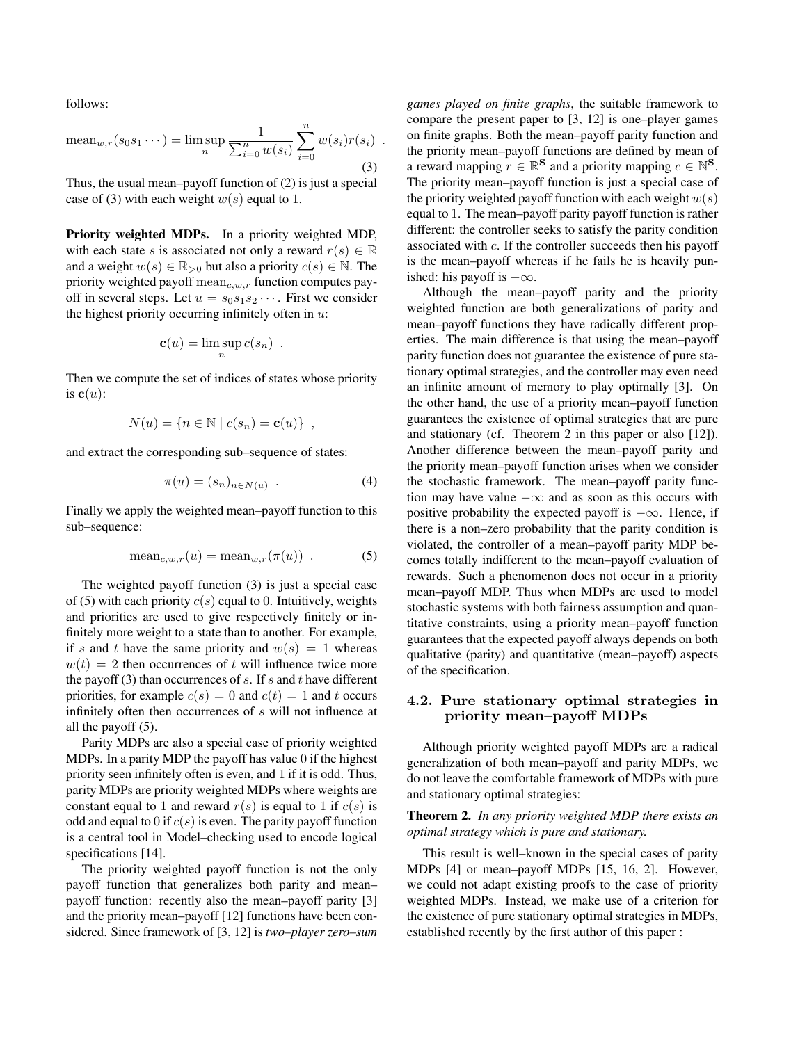follows:

$$\text{mean}_{w,r}(s_0 s_1 \cdots) = \limsup_n \frac{1}{\sum_{i=0}^{n} w(s_i)} \sum_{i=0}^{n} w(s_i) r(s_i) \ . \tag{3}$$

Thus, the usual mean–payoff function of (2) is just a special case of (3) with each weight $w(s)$ equal to 1.

**Priority weighted MDPs.** In a priority weighted MDP, with each state $s$ is associated not only a reward $r(s) \in \mathbb{R}$ and a weight $w(s) \in \mathbb{R}_{>0}$ but also a priority $c(s) \in \mathbb{N}$. The priority weighted payoff $\text{mean}_{c,w,r}$ function computes payoff in several steps. Let $u = s_0 s_1 s_2 \cdots$. First we consider the highest priority occurring infinitely often in $u$:

$$\mathbf{c}(u) = \limsup_n c(s_n) \ .$$

Then we compute the set of indices of states whose priority is $\mathbf{c}(u)$:

$$N(u) = \{n \in \mathbb{N} \mid c(s_n) = \mathbf{c}(u)\} \ ,$$

and extract the corresponding sub–sequence of states:

$$\pi(u) = (s_n)_{n \in N(u)} \ . \tag{4}$$

Finally we apply the weighted mean–payoff function to this sub–sequence:

$$\text{mean}_{c,w,r}(u) = \text{mean}_{w,r}(\pi(u)) \ . \tag{5}$$

The weighted payoff function (3) is just a special case of (5) with each priority $c(s)$ equal to 0. Intuitively, weights and priorities are used to give respectively finitely or infinitely more weight to a state than to another. For example, if $s$ and $t$ have the same priority and $w(s) = 1$ whereas $w(t) = 2$ then occurrences of $t$ will influence twice more the payoff (3) than occurrences of $s$. If $s$ and $t$ have different priorities, for example $c(s) = 0$ and $c(t) = 1$ and $t$ occurs infinitely often then occurrences of $s$ will not influence at all the payoff (5).

Parity MDPs are also a special case of priority weighted MDPs. In a parity MDP the payoff has value 0 if the highest priority seen infinitely often is even, and 1 if it is odd. Thus, parity MDPs are priority weighted MDPs where weights are constant equal to 1 and reward $r(s)$ is equal to 1 if $c(s)$ is odd and equal to 0 if $c(s)$ is even. The parity payoff function is a central tool in Model–checking used to encode logical specifications [14].

The priority weighted payoff function is not the only payoff function that generalizes both parity and mean–payoff function: recently also the mean–payoff parity [3] and the priority mean–payoff [12] functions have been considered. Since framework of [3, 12] is *two–player zero–sum games played on finite graphs*, the suitable framework to compare the present paper to [3, 12] is one–player games on finite graphs. Both the mean–payoff parity function and the priority mean–payoff functions are defined by mean of a reward mapping $r \in \mathbb{R}^{\mathbf{S}}$ and a priority mapping $c \in \mathbb{N}^{\mathbf{S}}$. The priority mean–payoff function is just a special case of the priority weighted payoff function with each weight $w(s)$ equal to 1. The mean–payoff parity payoff function is rather different: the controller seeks to satisfy the parity condition associated with $c$. If the controller succeeds then his payoff is the mean–payoff whereas if he fails he is heavily punished: his payoff is $-\infty$.

Although the mean–payoff parity and the priority weighted function are both generalizations of parity and mean–payoff functions they have radically different properties. The main difference is that using the mean–payoff parity function does not guarantee the existence of pure stationary optimal strategies, and the controller may even need an infinite amount of memory to play optimally [3]. On the other hand, the use of a priority mean–payoff function guarantees the existence of optimal strategies that are pure and stationary (cf. Theorem 2 in this paper or also [12]). Another difference between the mean–payoff parity and the priority mean–payoff function arises when we consider the stochastic framework. The mean–payoff parity function may have value $-\infty$ and as soon as this occurs with positive probability the expected payoff is $-\infty$. Hence, if there is a non–zero probability that the parity condition is violated, the controller of a mean–payoff parity MDP becomes totally indifferent to the mean–payoff evaluation of rewards. Such a phenomenon does not occur in a priority mean–payoff MDP. Thus when MDPs are used to model stochastic systems with both fairness assumption and quantitative constraints, using a priority mean–payoff function guarantees that the expected payoff always depends on both qualitative (parity) and quantitative (mean–payoff) aspects of the specification.

### 4.2. Pure stationary optimal strategies in priority mean–payoff MDPs

Although priority weighted payoff MDPs are a radical generalization of both mean–payoff and parity MDPs, we do not leave the comfortable framework of MDPs with pure and stationary optimal strategies:

**Theorem 2.** *In any priority weighted MDP there exists an optimal strategy which is pure and stationary.*

This result is well–known in the special cases of parity MDPs [4] or mean–payoff MDPs [15, 16, 2]. However, we could not adapt existing proofs to the case of priority weighted MDPs. Instead, we make use of a criterion for the existence of pure stationary optimal strategies in MDPs, established recently by the first author of this paper :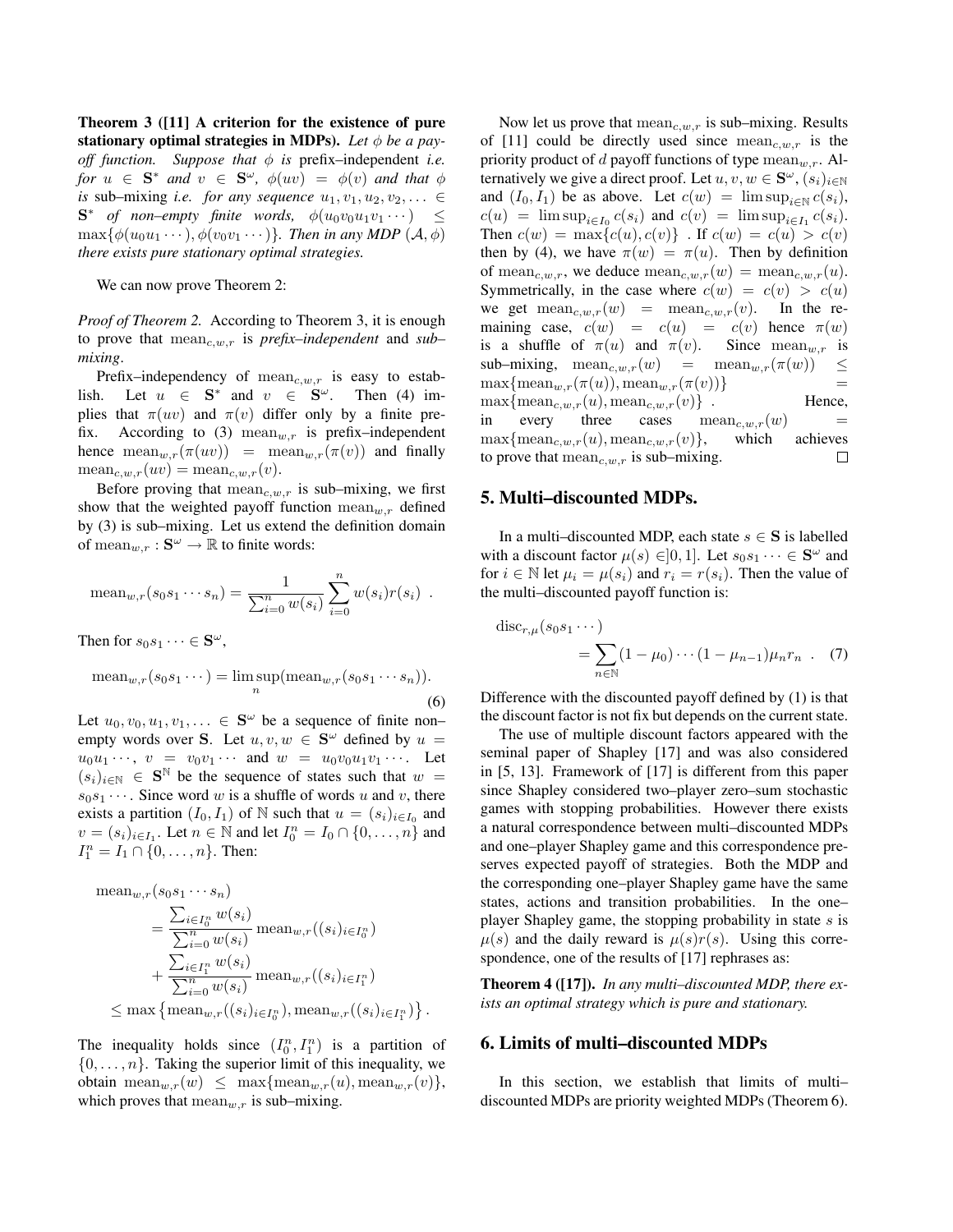**Theorem 3 ([11] A criterion for the existence of pure stationary optimal strategies in MDPs).** *Let $\phi$ be a payoff function. Suppose that $\phi$ is* prefix–independent *i.e. for $u \in \mathbf{S}^*$ and $v \in \mathbf{S}^\omega$, $\phi(uv) = \phi(v)$ and that $\phi$ is* sub–mixing *i.e. for any sequence $u_1, v_1, u_2, v_2, \ldots \in \mathbf{S}^*$ of non–empty finite words, $\phi(u_0 v_0 u_1 v_1 \cdots) \leq \max\{\phi(u_0 u_1 \cdots), \phi(v_0 v_1 \cdots)\}$. Then in any MDP $(\mathcal{A}, \phi)$ there exists pure stationary optimal strategies.*

We can now prove Theorem 2:

*Proof of Theorem 2.* According to Theorem 3, it is enough to prove that $\mathrm{mean}_{c,w,r}$ is *prefix–independent* and *sub–mixing*.

Prefix–independency of $\mathrm{mean}_{c,w,r}$ is easy to establish. Let $u \in \mathbf{S}^*$ and $v \in \mathbf{S}^\omega$. Then (4) implies that $\pi(uv)$ and $\pi(v)$ differ only by a finite prefix. According to (3) $\mathrm{mean}_{w,r}$ is prefix–independent hence $\mathrm{mean}_{w,r}(\pi(uv)) = \mathrm{mean}_{w,r}(\pi(v))$ and finally $\mathrm{mean}_{c,w,r}(uv) = \mathrm{mean}_{c,w,r}(v)$.

Before proving that $\mathrm{mean}_{c,w,r}$ is sub–mixing, we first show that the weighted payoff function $\mathrm{mean}_{w,r}$ defined by (3) is sub–mixing. Let us extend the definition domain of $\mathrm{mean}_{w,r} : \mathbf{S}^\omega \to \mathbb{R}$ to finite words:

$$\mathrm{mean}_{w,r}(s_0 s_1 \cdots s_n) = \frac{1}{\sum_{i=0}^{n} w(s_i)} \sum_{i=0}^{n} w(s_i) r(s_i) \ .$$

Then for $s_0 s_1 \cdots \in \mathbf{S}^\omega$,

$$\mathrm{mean}_{w,r}(s_0 s_1 \cdots) = \limsup_n (\mathrm{mean}_{w,r}(s_0 s_1 \cdots s_n)). \tag{6}$$

Let $u_0, v_0, u_1, v_1, \ldots \in \mathbf{S}^\omega$ be a sequence of finite non–empty words over $\mathbf{S}$. Let $u, v, w \in \mathbf{S}^\omega$ defined by $u = u_0 u_1 \cdots$, $v = v_0 v_1 \cdots$ and $w = u_0 v_0 u_1 v_1 \cdots$. Let $(s_i)_{i \in \mathbb{N}} \in \mathbf{S}^{\mathbb{N}}$ be the sequence of states such that $w = s_0 s_1 \cdots$. Since word $w$ is a shuffle of words $u$ and $v$, there exists a partition $(I_0, I_1)$ of $\mathbb{N}$ such that $u = (s_i)_{i \in I_0}$ and $v = (s_i)_{i \in I_1}$. Let $n \in \mathbb{N}$ and let $I_0^n = I_0 \cap \{0, \ldots, n\}$ and $I_1^n = I_1 \cap \{0, \ldots, n\}$. Then:

$$\begin{aligned}
&\mathrm{mean}_{w,r}(s_0 s_1 \cdots s_n) \\
&\quad = \frac{\sum_{i \in I_0^n} w(s_i)}{\sum_{i=0}^{n} w(s_i)} \mathrm{mean}_{w,r}((s_i)_{i \in I_0^n}) \\
&\quad + \frac{\sum_{i \in I_1^n} w(s_i)}{\sum_{i=0}^{n} w(s_i)} \mathrm{mean}_{w,r}((s_i)_{i \in I_1^n}) \\
&\leq \max\left\{\mathrm{mean}_{w,r}((s_i)_{i \in I_0^n}), \mathrm{mean}_{w,r}((s_i)_{i \in I_1^n})\right\}.
\end{aligned}$$

The inequality holds since $(I_0^n, I_1^n)$ is a partition of $\{0, \ldots, n\}$. Taking the superior limit of this inequality, we obtain $\mathrm{mean}_{w,r}(w) \leq \max\{\mathrm{mean}_{w,r}(u), \mathrm{mean}_{w,r}(v)\}$, which proves that $\mathrm{mean}_{w,r}$ is sub–mixing.

Now let us prove that $\mathrm{mean}_{c,w,r}$ is sub–mixing. Results of [11] could be directly used since $\mathrm{mean}_{c,w,r}$ is the priority product of $d$ payoff functions of type $\mathrm{mean}_{w,r}$. Alternatively we give a direct proof. Let $u, v, w \in \mathbf{S}^\omega$, $(s_i)_{i \in \mathbb{N}}$ and $(I_0, I_1)$ be as above. Let $c(w) = \limsup_{i \in \mathbb{N}} c(s_i)$, $c(u) = \limsup_{i \in I_0} c(s_i)$ and $c(v) = \limsup_{i \in I_1} c(s_i)$. Then $c(w) = \max\{c(u), c(v)\}$ . If $c(w) = c(u) > c(v)$ then by (4), we have $\pi(w) = \pi(u)$. Then by definition of $\mathrm{mean}_{c,w,r}$, we deduce $\mathrm{mean}_{c,w,r}(w) = \mathrm{mean}_{c,w,r}(u)$. Symmetrically, in the case where $c(w) = c(v) > c(u)$ we get $\mathrm{mean}_{c,w,r}(w) = \mathrm{mean}_{c,w,r}(v)$. In the remaining case, $c(w) = c(u) = c(v)$ hence $\pi(w)$ is a shuffle of $\pi(u)$ and $\pi(v)$. Since $\mathrm{mean}_{w,r}$ is sub–mixing, $\mathrm{mean}_{c,w,r}(w) = \mathrm{mean}_{w,r}(\pi(w)) \leq \max\{\mathrm{mean}_{w,r}(\pi(u)), \mathrm{mean}_{w,r}(\pi(v))\} = \max\{\mathrm{mean}_{c,w,r}(u), \mathrm{mean}_{c,w,r}(v)\}$ . Hence, in every three cases $\mathrm{mean}_{c,w,r}(w) = \max\{\mathrm{mean}_{c,w,r}(u), \mathrm{mean}_{c,w,r}(v)\}$, which achieves to prove that $\mathrm{mean}_{c,w,r}$ is sub–mixing. ∎

## 5. Multi–discounted MDPs.

In a multi–discounted MDP, each state $s \in \mathbf{S}$ is labelled with a discount factor $\mu(s) \in ]0, 1]$. Let $s_0 s_1 \cdots \in \mathbf{S}^\omega$ and for $i \in \mathbb{N}$ let $\mu_i = \mu(s_i)$ and $r_i = r(s_i)$. Then the value of the multi–discounted payoff function is:

$$\mathrm{disc}_{r,\mu}(s_0 s_1 \cdots) = \sum_{n \in \mathbb{N}} (1 - \mu_0) \cdots (1 - \mu_{n-1}) \mu_n r_n \ . \tag{7}$$

Difference with the discounted payoff defined by (1) is that the discount factor is not fix but depends on the current state.

The use of multiple discount factors appeared with the seminal paper of Shapley [17] and was also considered in [5, 13]. Framework of [17] is different from this paper since Shapley considered two–player zero–sum stochastic games with stopping probabilities. However there exists a natural correspondence between multi–discounted MDPs and one–player Shapley game and this correspondence preserves expected payoff of strategies. Both the MDP and the corresponding one–player Shapley game have the same states, actions and transition probabilities. In the one–player Shapley game, the stopping probability in state $s$ is $\mu(s)$ and the daily reward is $\mu(s) r(s)$. Using this correspondence, one of the results of [17] rephrases as:

**Theorem 4 ([17]).** *In any multi–discounted MDP, there exists an optimal strategy which is pure and stationary.*

## 6. Limits of multi–discounted MDPs

In this section, we establish that limits of multi–discounted MDPs are priority weighted MDPs (Theorem 6).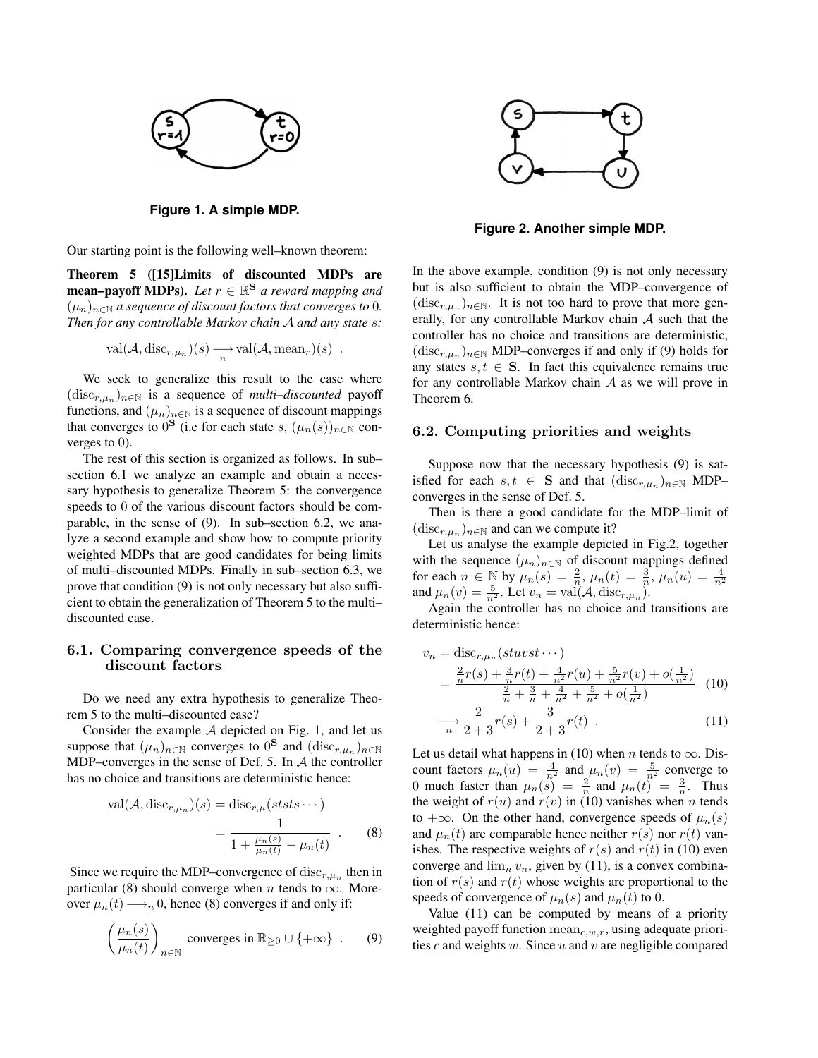**Figure 1. A simple MDP.**

Our starting point is the following well–known theorem:

**Theorem 5 ([15]Limits of discounted MDPs are mean–payoff MDPs).** *Let $r \in \mathbb{R}^{\mathbf{S}}$ a reward mapping and $(\mu_n)_{n\in\mathbb{N}}$ a sequence of discount factors that converges to 0. Then for any controllable Markov chain $\mathcal{A}$ and any state $s$:*

$$\mathrm{val}(\mathcal{A}, \mathrm{disc}_{r,\mu_n})(s) \underset{n}{\longrightarrow} \mathrm{val}(\mathcal{A}, \mathrm{mean}_r)(s) \enspace .$$

We seek to generalize this result to the case where $(\mathrm{disc}_{r,\mu_n})_{n\in\mathbb{N}}$ is a sequence of *multi–discounted* payoff functions, and $(\mu_n)_{n\in\mathbb{N}}$ is a sequence of discount mappings that converges to $0^{\mathbf{S}}$ (i.e for each state $s$, $(\mu_n(s))_{n\in\mathbb{N}}$ converges to 0).

The rest of this section is organized as follows. In sub–section 6.1 we analyze an example and obtain a necessary hypothesis to generalize Theorem 5: the convergence speeds to 0 of the various discount factors should be comparable, in the sense of (9). In sub–section 6.2, we analyze a second example and show how to compute priority weighted MDPs that are good candidates for being limits of multi–discounted MDPs. Finally in sub–section 6.3, we prove that condition (9) is not only necessary but also sufficient to obtain the generalization of Theorem 5 to the multi–discounted case.

## 6.1. Comparing convergence speeds of the discount factors

Do we need any extra hypothesis to generalize Theorem 5 to the multi–discounted case?

Consider the example $\mathcal{A}$ depicted on Fig. 1, and let us suppose that $(\mu_n)_{n\in\mathbb{N}}$ converges to $0^{\mathbf{S}}$ and $(\mathrm{disc}_{r,\mu_n})_{n\in\mathbb{N}}$ MDP–converges in the sense of Def. 5. In $\mathcal{A}$ the controller has no choice and transitions are deterministic hence:

$$\begin{aligned}\mathrm{val}(\mathcal{A}, \mathrm{disc}_{r,\mu_n})(s) &= \mathrm{disc}_{r,\mu}(ststs\cdots) \\ &= \frac{1}{1 + \frac{\mu_n(s)}{\mu_n(t)} - \mu_n(t)} \enspace . \end{aligned} \quad (8)$$

Since we require the MDP–convergence of $\mathrm{disc}_{r,\mu_n}$ then in particular (8) should converge when $n$ tends to $\infty$. Moreover $\mu_n(t) \longrightarrow_n 0$, hence (8) converges if and only if:

$$\left(\frac{\mu_n(s)}{\mu_n(t)}\right)_{n\in\mathbb{N}} \text{ converges in } \mathbb{R}_{\geq 0} \cup \{+\infty\} \enspace . \quad (9)$$

**Figure 2. Another simple MDP.**

In the above example, condition (9) is not only necessary but is also sufficient to obtain the MDP–convergence of $(\mathrm{disc}_{r,\mu_n})_{n\in\mathbb{N}}$. It is not too hard to prove that more generally, for any controllable Markov chain $\mathcal{A}$ such that the controller has no choice and transitions are deterministic, $(\mathrm{disc}_{r,\mu_n})_{n\in\mathbb{N}}$ MDP–converges if and only if (9) holds for any states $s, t \in \mathbf{S}$. In fact this equivalence remains true for any controllable Markov chain $\mathcal{A}$ as we will prove in Theorem 6.

## 6.2. Computing priorities and weights

Suppose now that the necessary hypothesis (9) is satisfied for each $s, t \in \mathbf{S}$ and that $(\mathrm{disc}_{r,\mu_n})_{n\in\mathbb{N}}$ MDP–converges in the sense of Def. 5.

Then is there a good candidate for the MDP–limit of $(\mathrm{disc}_{r,\mu_n})_{n\in\mathbb{N}}$ and can we compute it?

Let us analyse the example depicted in Fig.2, together with the sequence $(\mu_n)_{n\in\mathbb{N}}$ of discount mappings defined for each $n \in \mathbb{N}$ by $\mu_n(s) = \frac{2}{n}$, $\mu_n(t) = \frac{3}{n}$, $\mu_n(u) = \frac{4}{n^2}$ and $\mu_n(v) = \frac{5}{n^2}$. Let $v_n = \mathrm{val}(\mathcal{A}, \mathrm{disc}_{r,\mu_n})$.

Again the controller has no choice and transitions are deterministic hence:

$$\begin{aligned} v_n &= \mathrm{disc}_{r,\mu_n}(stuvst\cdots) \\ &= \frac{\frac{2}{n}r(s) + \frac{3}{n}r(t) + \frac{4}{n^2}r(u) + \frac{5}{n^2}r(v) + o(\frac{1}{n^2})}{\frac{2}{n} + \frac{3}{n} + \frac{4}{n^2} + \frac{5}{n^2} + o(\frac{1}{n^2})} \quad (10) \\ &\underset{n}{\longrightarrow} \frac{2}{2+3}r(s) + \frac{3}{2+3}r(t) \enspace . \quad (11) \end{aligned}$$

Let us detail what happens in (10) when $n$ tends to $\infty$. Discount factors $\mu_n(u) = \frac{4}{n^2}$ and $\mu_n(v) = \frac{5}{n^2}$ converge to 0 much faster than $\mu_n(s) = \frac{2}{n}$ and $\mu_n(t) = \frac{3}{n}$. Thus the weight of $r(u)$ and $r(v)$ in (10) vanishes when $n$ tends to $+\infty$. On the other hand, convergence speeds of $\mu_n(s)$ and $\mu_n(t)$ are comparable hence neither $r(s)$ nor $r(t)$ vanishes. The respective weights of $r(s)$ and $r(t)$ in (10) even converge and $\lim_n v_n$, given by (11), is a convex combination of $r(s)$ and $r(t)$ whose weights are proportional to the speeds of convergence of $\mu_n(s)$ and $\mu_n(t)$ to 0.

Value (11) can be computed by means of a priority weighted payoff function $\mathrm{mean}_{c,w,r}$, using adequate priorities $c$ and weights $w$. Since $u$ and $v$ are negligible compared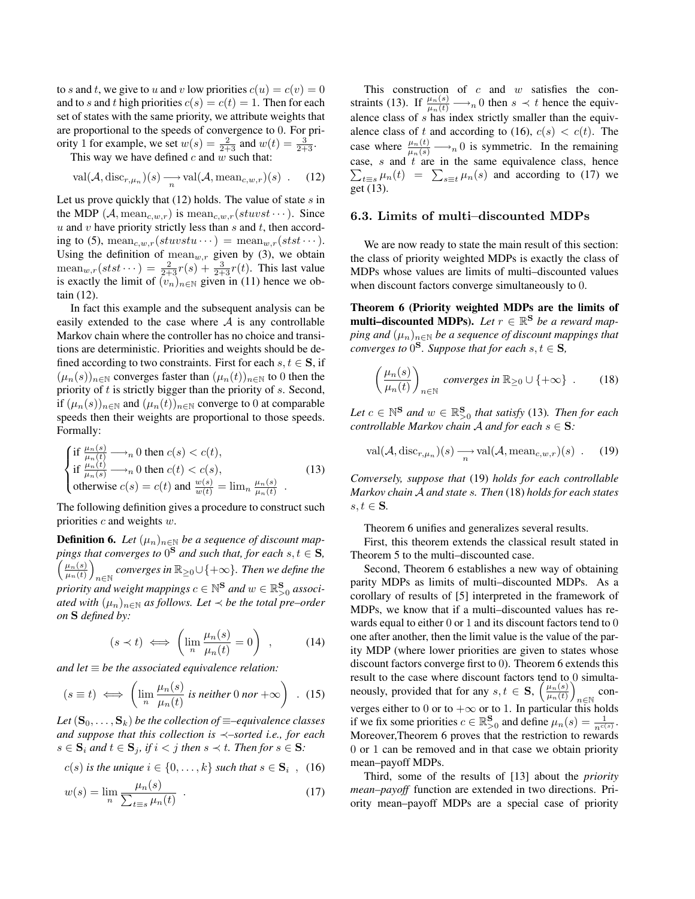to $s$ and $t$, we give to $u$ and $v$ low priorities $c(u) = c(v) = 0$ and to $s$ and $t$ high priorities $c(s) = c(t) = 1$. Then for each set of states with the same priority, we attribute weights that are proportional to the speeds of convergence to 0. For priority 1 for example, we set $w(s) = \frac{2}{2+3}$ and $w(t) = \frac{3}{2+3}$.

This way we have defined $c$ and $w$ such that:

$$\mathrm{val}(\mathcal{A}, \mathrm{disc}_{r,\mu_n})(s) \underset{n}{\longrightarrow} \mathrm{val}(\mathcal{A}, \mathrm{mean}_{c,w,r})(s) \quad . \tag{12}$$

Let us prove quickly that (12) holds. The value of state $s$ in the MDP $(\mathcal{A}, \mathrm{mean}_{c,w,r})$ is $\mathrm{mean}_{c,w,r}(stuvst\cdots)$. Since $u$ and $v$ have priority strictly less than $s$ and $t$, then according to (5), $\mathrm{mean}_{c,w,r}(stuvstu\cdots) = \mathrm{mean}_{w,r}(stst\cdots)$. Using the definition of $\mathrm{mean}_{w,r}$ given by (3), we obtain $\mathrm{mean}_{w,r}(stst\cdots) = \frac{2}{2+3}r(s) + \frac{3}{2+3}r(t)$. This last value is exactly the limit of $(v_n)_{n\in\mathbb{N}}$ given in (11) hence we obtain (12).

In fact this example and the subsequent analysis can be easily extended to the case where $\mathcal{A}$ is any controllable Markov chain where the controller has no choice and transitions are deterministic. Priorities and weights should be defined according to two constraints. First for each $s, t \in \mathbf{S}$, if $(\mu_n(s))_{n\in\mathbb{N}}$ converges faster than $(\mu_n(t))_{n\in\mathbb{N}}$ to 0 then the priority of $t$ is strictly bigger than the priority of $s$. Second, if $(\mu_n(s))_{n\in\mathbb{N}}$ and $(\mu_n(t))_{n\in\mathbb{N}}$ converge to 0 at comparable speeds then their weights are proportional to those speeds. Formally:

$$\begin{cases} \text{if } \frac{\mu_n(s)}{\mu_n(t)} \longrightarrow_n 0 \text{ then } c(s) < c(t), \\ \text{if } \frac{\mu_n(t)}{\mu_n(s)} \longrightarrow_n 0 \text{ then } c(t) < c(s), \\ \text{otherwise } c(s) = c(t) \text{ and } \frac{w(s)}{w(t)} = \lim_n \frac{\mu_n(s)}{\mu_n(t)} \quad . \end{cases} \tag{13}$$

The following definition gives a procedure to construct such priorities $c$ and weights $w$.

**Definition 6.** *Let $(\mu_n)_{n\in\mathbb{N}}$ be a sequence of discount mappings that converges to $0^{\mathbf{S}}$ and such that, for each $s, t \in \mathbf{S}$, $\left(\frac{\mu_n(s)}{\mu_n(t)}\right)_{n\in\mathbb{N}}$ converges in $\mathbb{R}_{\geq 0} \cup \{+\infty\}$. Then we define the priority and weight mappings $c \in \mathbb{N}^{\mathbf{S}}$ and $w \in \mathbb{R}^{\mathbf{S}}_{>0}$ associated with $(\mu_n)_{n\in\mathbb{N}}$ as follows. Let $\prec$ be the total pre–order on $\mathbf{S}$ defined by:*

$$(s \prec t) \iff \left(\lim_n \frac{\mu_n(s)}{\mu_n(t)} = 0\right) \quad , \tag{14}$$

*and let $\equiv$ be the associated equivalence relation:*

$$(s \equiv t) \iff \left(\lim_n \frac{\mu_n(s)}{\mu_n(t)} \text{ is neither } 0 \text{ nor } +\infty\right) \quad . \tag{15}$$

*Let $(\mathbf{S}_0, \ldots, \mathbf{S}_k)$ be the collection of $\equiv$–equivalence classes and suppose that this collection is $\prec$–sorted i.e., for each $s \in \mathbf{S}_i$ and $t \in \mathbf{S}_j$, if $i < j$ then $s \prec t$. Then for $s \in \mathbf{S}$:*

$$c(s) \text{ is the unique } i \in \{0, \ldots, k\} \text{ such that } s \in \mathbf{S}_i \quad , \tag{16}$$

$$w(s) = \lim_n \frac{\mu_n(s)}{\sum_{t\equiv s} \mu_n(t)} \quad . \tag{17}$$

This construction of $c$ and $w$ satisfies the constraints (13). If $\frac{\mu_n(s)}{\mu_n(t)} \longrightarrow_n 0$ then $s \prec t$ hence the equivalence class of $s$ has index strictly smaller than the equivalence class of $t$ and according to (16), $c(s) < c(t)$. The case where $\frac{\mu_n(t)}{\mu_n(s)} \longrightarrow_n 0$ is symmetric. In the remaining case, $s$ and $t$ are in the same equivalence class, hence $\sum_{t\equiv s} \mu_n(t) = \sum_{s\equiv t} \mu_n(s)$ and according to (17) we get (13).

### 6.3. Limits of multi–discounted MDPs

We are now ready to state the main result of this section: the class of priority weighted MDPs is exactly the class of MDPs whose values are limits of multi–discounted values when discount factors converge simultaneously to 0.

**Theorem 6 (Priority weighted MDPs are the limits of multi–discounted MDPs).** *Let $r \in \mathbb{R}^{\mathbf{S}}$ be a reward mapping and $(\mu_n)_{n\in\mathbb{N}}$ be a sequence of discount mappings that converges to $0^{\mathbf{S}}$. Suppose that for each $s, t \in \mathbf{S}$,*

$$\left(\frac{\mu_n(s)}{\mu_n(t)}\right)_{n\in\mathbb{N}} \text{ converges in } \mathbb{R}_{\geq 0} \cup \{+\infty\} \quad . \tag{18}$$

*Let $c \in \mathbb{N}^{\mathbf{S}}$ and $w \in \mathbb{R}^{\mathbf{S}}_{>0}$ that satisfy (13). Then for each controllable Markov chain $\mathcal{A}$ and for each $s \in \mathbf{S}$:*

$$\mathrm{val}(\mathcal{A}, \mathrm{disc}_{r,\mu_n})(s) \underset{n}{\longrightarrow} \mathrm{val}(\mathcal{A}, \mathrm{mean}_{c,w,r})(s) \quad . \tag{19}$$

*Conversely, suppose that (19) holds for each controllable Markov chain $\mathcal{A}$ and state $s$. Then (18) holds for each states $s, t \in \mathbf{S}$.*

Theorem 6 unifies and generalizes several results.

First, this theorem extends the classical result stated in Theorem 5 to the multi–discounted case.

Second, Theorem 6 establishes a new way of obtaining parity MDPs as limits of multi–discounted MDPs. As a corollary of results of [5] interpreted in the framework of MDPs, we know that if a multi–discounted values has rewards equal to either 0 or 1 and its discount factors tend to 0 one after another, then the limit value is the value of the parity MDP (where lower priorities are given to states whose discount factors converge first to 0). Theorem 6 extends this result to the case where discount factors tend to 0 simultaneously, provided that for any $s, t \in \mathbf{S}$, $\left(\frac{\mu_n(s)}{\mu_n(t)}\right)_{n\in\mathbb{N}}$ converges either to 0 or to $+\infty$ or to 1. In particular this holds if we fix some priorities $c \in \mathbb{R}^{\mathbf{S}}_{>0}$ and define $\mu_n(s) = \frac{1}{n^{c(s)}}$. Moreover,Theorem 6 proves that the restriction to rewards 0 or 1 can be removed and in that case we obtain priority mean–payoff MDPs.

Third, some of the results of [13] about the *priority mean–payoff* function are extended in two directions. Priority mean–payoff MDPs are a special case of priority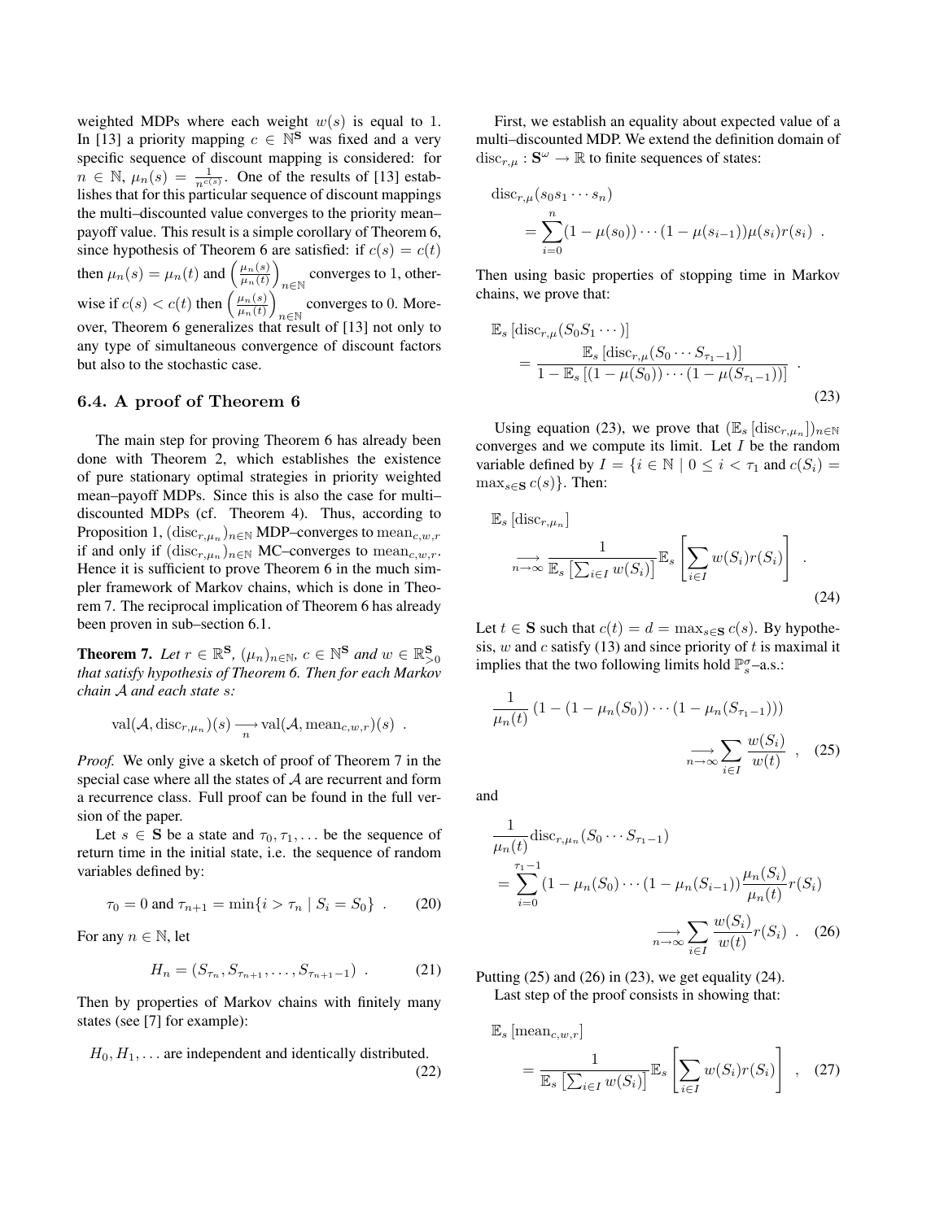weighted MDPs where each weight $w(s)$ is equal to 1. In [13] a priority mapping $c \in \mathbb{N}^{\mathbf{S}}$ was fixed and a very specific sequence of discount mapping is considered: for $n \in \mathbb{N}$, $\mu_n(s) = \frac{1}{n^{c(s)}}$. One of the results of [13] establishes that for this particular sequence of discount mappings the multi–discounted value converges to the priority mean–payoff value. This result is a simple corollary of Theorem 6, since hypothesis of Theorem 6 are satisfied: if $c(s) = c(t)$ then $\mu_n(s) = \mu_n(t)$ and $\left(\frac{\mu_n(s)}{\mu_n(t)}\right)_{n\in\mathbb{N}}$ converges to 1, otherwise if $c(s) < c(t)$ then $\left(\frac{\mu_n(s)}{\mu_n(t)}\right)_{n\in\mathbb{N}}$ converges to 0. Moreover, Theorem 6 generalizes that result of [13] not only to any type of simultaneous convergence of discount factors but also to the stochastic case.

### 6.4. A proof of Theorem 6

The main step for proving Theorem 6 has already been done with Theorem 2, which establishes the existence of pure stationary optimal strategies in priority weighted mean–payoff MDPs. Since this is also the case for multi–discounted MDPs (cf. Theorem 4). Thus, according to Proposition 1, $(\mathrm{disc}_{r,\mu_n})_{n\in\mathbb{N}}$ MDP–converges to $\mathrm{mean}_{c,w,r}$ if and only if $(\mathrm{disc}_{r,\mu_n})_{n\in\mathbb{N}}$ MC–converges to $\mathrm{mean}_{c,w,r}$. Hence it is sufficient to prove Theorem 6 in the much simpler framework of Markov chains, which is done in Theorem 7. The reciprocal implication of Theorem 6 has already been proven in sub–section 6.1.

**Theorem 7.** *Let $r \in \mathbb{R}^{\mathbf{S}}$, $(\mu_n)_{n\in\mathbb{N}}$, $c \in \mathbb{N}^{\mathbf{S}}$ and $w \in \mathbb{R}^{\mathbf{S}}_{>0}$ that satisfy hypothesis of Theorem 6. Then for each Markov chain $\mathcal{A}$ and each state $s$:*

$$\mathrm{val}(\mathcal{A}, \mathrm{disc}_{r,\mu_n})(s) \underset{n}{\longrightarrow} \mathrm{val}(\mathcal{A}, \mathrm{mean}_{c,w,r})(s) \ .$$

*Proof.* We only give a sketch of proof of Theorem 7 in the special case where all the states of $\mathcal{A}$ are recurrent and form a recurrence class. Full proof can be found in the full version of the paper.

Let $s \in \mathbf{S}$ be a state and $\tau_0, \tau_1, \ldots$ be the sequence of return time in the initial state, i.e. the sequence of random variables defined by:

$$\tau_0 = 0 \text{ and } \tau_{n+1} = \min\{i > \tau_n \mid S_i = S_0\} \ . \tag{20}$$

For any $n \in \mathbb{N}$, let

$$H_n = (S_{\tau_n}, S_{\tau_{n+1}}, \ldots, S_{\tau_{n+1}-1}) \ . \tag{21}$$

Then by properties of Markov chains with finitely many states (see [7] for example):

$$H_0, H_1, \ldots \text{ are independent and identically distributed.} \tag{22}$$

First, we establish an equality about expected value of a multi–discounted MDP. We extend the definition domain of $\mathrm{disc}_{r,\mu} : \mathbf{S}^\omega \to \mathbb{R}$ to finite sequences of states:

$$\mathrm{disc}_{r,\mu}(s_0 s_1 \cdots s_n) = \sum_{i=0}^{n} (1-\mu(s_0)) \cdots (1-\mu(s_{i-1}))\mu(s_i) r(s_i) \ .$$

Then using basic properties of stopping time in Markov chains, we prove that:

$$\mathbb{E}_s\left[\mathrm{disc}_{r,\mu}(S_0 S_1 \cdots)\right] = \frac{\mathbb{E}_s\left[\mathrm{disc}_{r,\mu}(S_0 \cdots S_{\tau_1 - 1})\right]}{1 - \mathbb{E}_s\left[(1-\mu(S_0)) \cdots (1-\mu(S_{\tau_1-1}))\right]} \ . \tag{23}$$

Using equation (23), we prove that $(\mathbb{E}_s\left[\mathrm{disc}_{r,\mu_n}\right])_{n\in\mathbb{N}}$ converges and we compute its limit. Let $I$ be the random variable defined by $I = \{i \in \mathbb{N} \mid 0 \le i < \tau_1 \text{ and } c(S_i) = \max_{s\in\mathbf{S}} c(s)\}$. Then:

$$\mathbb{E}_s\left[\mathrm{disc}_{r,\mu_n}\right] \underset{n\to\infty}{\longrightarrow} \frac{1}{\mathbb{E}_s\left[\sum_{i\in I} w(S_i)\right]} \mathbb{E}_s\left[\sum_{i\in I} w(S_i) r(S_i)\right] \ . \tag{24}$$

Let $t \in \mathbf{S}$ such that $c(t) = d = \max_{s\in\mathbf{S}} c(s)$. By hypothesis, $w$ and $c$ satisfy (13) and since priority of $t$ is maximal it implies that the two following limits hold $\mathbb{P}^\sigma_s$–a.s.:

$$\frac{1}{\mu_n(t)}\left(1 - (1-\mu_n(S_0)) \cdots (1-\mu_n(S_{\tau_1-1}))\right) \underset{n\to\infty}{\longrightarrow} \sum_{i\in I} \frac{w(S_i)}{w(t)} \ , \tag{25}$$

and

$$\frac{1}{\mu_n(t)} \mathrm{disc}_{r,\mu_n}(S_0 \cdots S_{\tau_1-1}) = \sum_{i=0}^{\tau_1-1} (1-\mu_n(S_0) \cdots (1-\mu_n(S_{i-1})) \frac{\mu_n(S_i)}{\mu_n(t)} r(S_i) \underset{n\to\infty}{\longrightarrow} \sum_{i\in I} \frac{w(S_i)}{w(t)} r(S_i) \ . \tag{26}$$

Putting (25) and (26) in (23), we get equality (24).

Last step of the proof consists in showing that:

$$\mathbb{E}_s\left[\mathrm{mean}_{c,w,r}\right] = \frac{1}{\mathbb{E}_s\left[\sum_{i\in I} w(S_i)\right]} \mathbb{E}_s\left[\sum_{i\in I} w(S_i) r(S_i)\right] \ , \tag{27}$$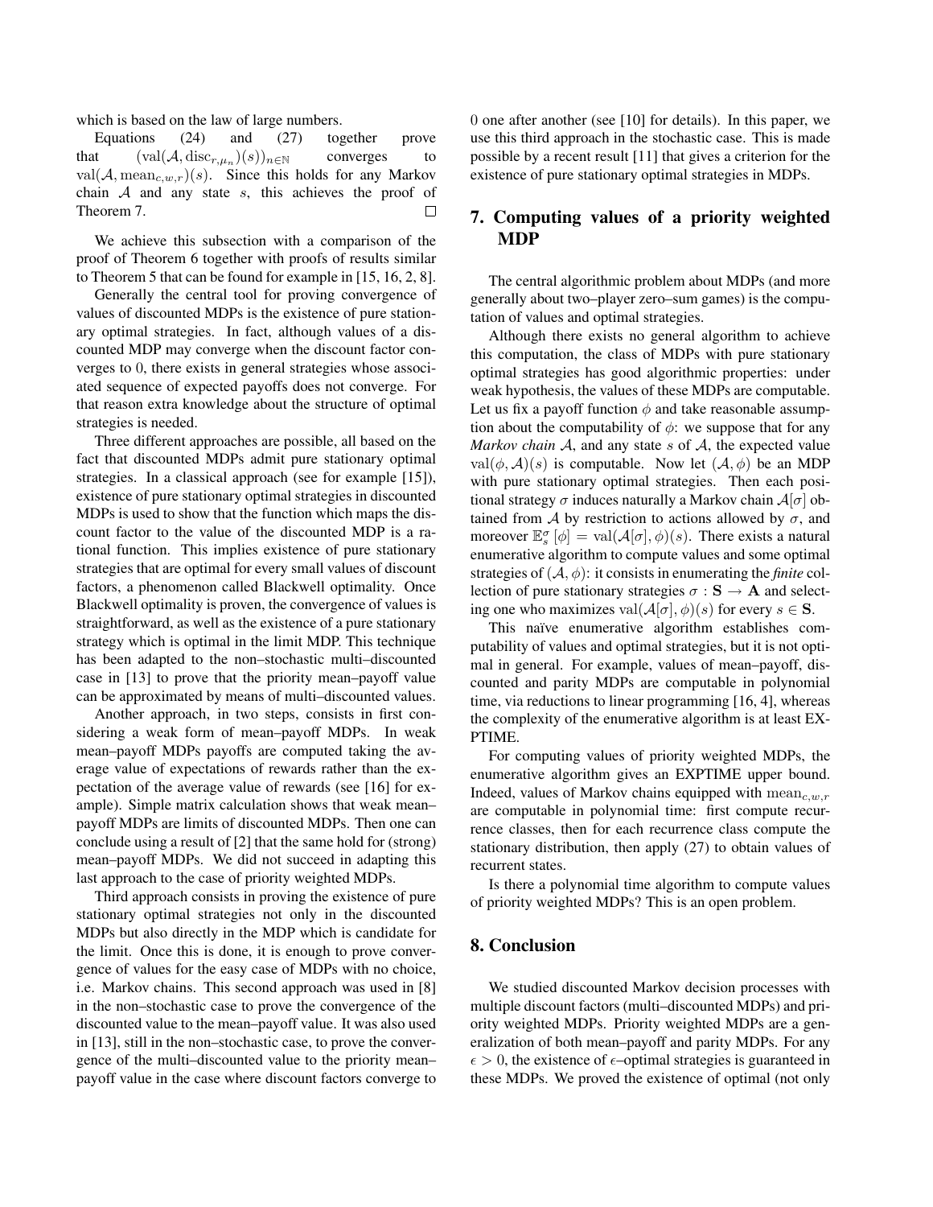which is based on the law of large numbers.

Equations (24) and (27) together prove that $(\mathrm{val}(\mathcal{A}, \mathrm{disc}_{r,\mu_n})(s))_{n\in\mathbb{N}}$ converges to $\mathrm{val}(\mathcal{A}, \mathrm{mean}_{c,w,r})(s)$. Since this holds for any Markov chain $\mathcal{A}$ and any state $s$, this achieves the proof of Theorem 7. $\square$

We achieve this subsection with a comparison of the proof of Theorem 6 together with proofs of results similar to Theorem 5 that can be found for example in [15, 16, 2, 8].

Generally the central tool for proving convergence of values of discounted MDPs is the existence of pure stationary optimal strategies. In fact, although values of a discounted MDP may converge when the discount factor converges to 0, there exists in general strategies whose associated sequence of expected payoffs does not converge. For that reason extra knowledge about the structure of optimal strategies is needed.

Three different approaches are possible, all based on the fact that discounted MDPs admit pure stationary optimal strategies. In a classical approach (see for example [15]), existence of pure stationary optimal strategies in discounted MDPs is used to show that the function which maps the discount factor to the value of the discounted MDP is a rational function. This implies existence of pure stationary strategies that are optimal for every small values of discount factors, a phenomenon called Blackwell optimality. Once Blackwell optimality is proven, the convergence of values is straightforward, as well as the existence of a pure stationary strategy which is optimal in the limit MDP. This technique has been adapted to the non–stochastic multi–discounted case in [13] to prove that the priority mean–payoff value can be approximated by means of multi–discounted values.

Another approach, in two steps, consists in first considering a weak form of mean–payoff MDPs. In weak mean–payoff MDPs payoffs are computed taking the average value of expectations of rewards rather than the expectation of the average value of rewards (see [16] for example). Simple matrix calculation shows that weak mean–payoff MDPs are limits of discounted MDPs. Then one can conclude using a result of [2] that the same hold for (strong) mean–payoff MDPs. We did not succeed in adapting this last approach to the case of priority weighted MDPs.

Third approach consists in proving the existence of pure stationary optimal strategies not only in the discounted MDPs but also directly in the MDP which is candidate for the limit. Once this is done, it is enough to prove convergence of values for the easy case of MDPs with no choice, i.e. Markov chains. This second approach was used in [8] in the non–stochastic case to prove the convergence of the discounted value to the mean–payoff value. It was also used in [13], still in the non–stochastic case, to prove the convergence of the multi–discounted value to the priority mean–payoff value in the case where discount factors converge to 0 one after another (see [10] for details). In this paper, we use this third approach in the stochastic case. This is made possible by a recent result [11] that gives a criterion for the existence of pure stationary optimal strategies in MDPs.

## 7. Computing values of a priority weighted MDP

The central algorithmic problem about MDPs (and more generally about two–player zero–sum games) is the computation of values and optimal strategies.

Although there exists no general algorithm to achieve this computation, the class of MDPs with pure stationary optimal strategies has good algorithmic properties: under weak hypothesis, the values of these MDPs are computable. Let us fix a payoff function $\phi$ and take reasonable assumption about the computability of $\phi$: we suppose that for any *Markov chain* $\mathcal{A}$, and any state $s$ of $\mathcal{A}$, the expected value $\mathrm{val}(\phi, \mathcal{A})(s)$ is computable. Now let $(\mathcal{A}, \phi)$ be an MDP with pure stationary optimal strategies. Then each positional strategy $\sigma$ induces naturally a Markov chain $\mathcal{A}[\sigma]$ obtained from $\mathcal{A}$ by restriction to actions allowed by $\sigma$, and moreover $\mathbb{E}_s^\sigma[\phi] = \mathrm{val}(\mathcal{A}[\sigma], \phi)(s)$. There exists a natural enumerative algorithm to compute values and some optimal strategies of $(\mathcal{A}, \phi)$: it consists in enumerating the *finite* collection of pure stationary strategies $\sigma : \mathbf{S} \to \mathbf{A}$ and selecting one who maximizes $\mathrm{val}(\mathcal{A}[\sigma], \phi)(s)$ for every $s \in \mathbf{S}$.

This naïve enumerative algorithm establishes computability of values and optimal strategies, but it is not optimal in general. For example, values of mean–payoff, discounted and parity MDPs are computable in polynomial time, via reductions to linear programming [16, 4], whereas the complexity of the enumerative algorithm is at least EXPTIME.

For computing values of priority weighted MDPs, the enumerative algorithm gives an EXPTIME upper bound. Indeed, values of Markov chains equipped with $\mathrm{mean}_{c,w,r}$ are computable in polynomial time: first compute recurrence classes, then for each recurrence class compute the stationary distribution, then apply (27) to obtain values of recurrent states.

Is there a polynomial time algorithm to compute values of priority weighted MDPs? This is an open problem.

## 8. Conclusion

We studied discounted Markov decision processes with multiple discount factors (multi–discounted MDPs) and priority weighted MDPs. Priority weighted MDPs are a generalization of both mean–payoff and parity MDPs. For any $\epsilon > 0$, the existence of $\epsilon$–optimal strategies is guaranteed in these MDPs. We proved the existence of optimal (not only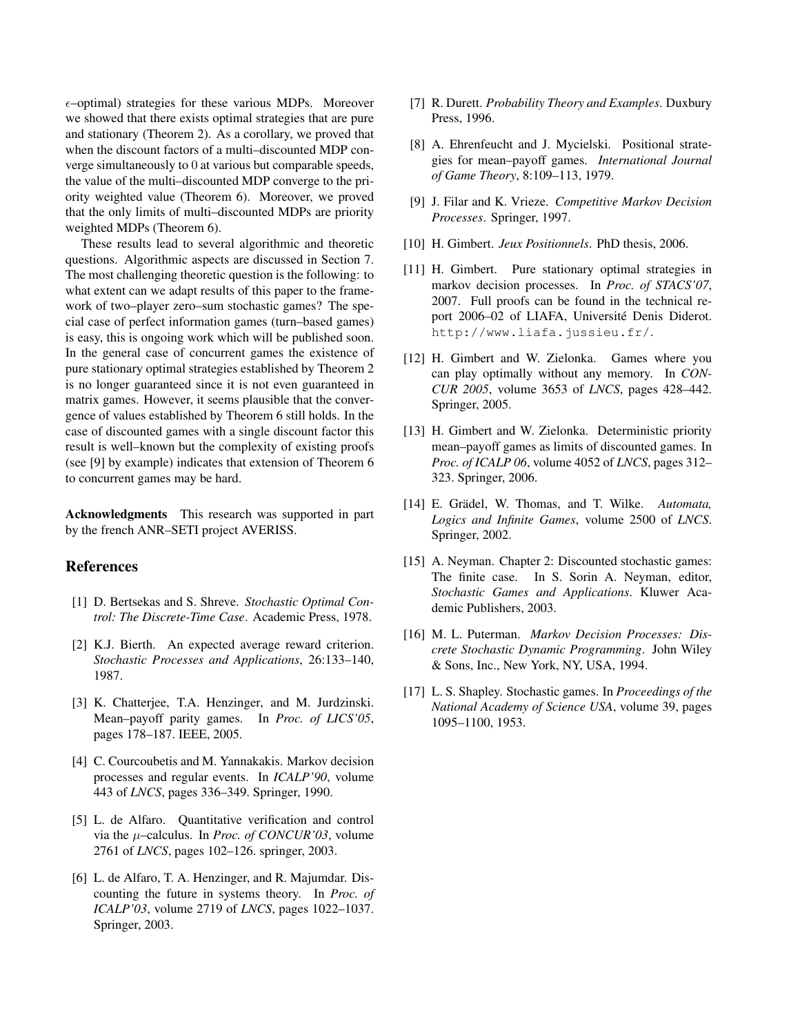$\epsilon$–optimal) strategies for these various MDPs. Moreover we showed that there exists optimal strategies that are pure and stationary (Theorem 2). As a corollary, we proved that when the discount factors of a multi–discounted MDP converge simultaneously to 0 at various but comparable speeds, the value of the multi–discounted MDP converge to the priority weighted value (Theorem 6). Moreover, we proved that the only limits of multi–discounted MDPs are priority weighted MDPs (Theorem 6).

These results lead to several algorithmic and theoretic questions. Algorithmic aspects are discussed in Section 7. The most challenging theoretic question is the following: to what extent can we adapt results of this paper to the framework of two–player zero–sum stochastic games? The special case of perfect information games (turn–based games) is easy, this is ongoing work which will be published soon. In the general case of concurrent games the existence of pure stationary optimal strategies established by Theorem 2 is no longer guaranteed since it is not even guaranteed in matrix games. However, it seems plausible that the convergence of values established by Theorem 6 still holds. In the case of discounted games with a single discount factor this result is well–known but the complexity of existing proofs (see [9] by example) indicates that extension of Theorem 6 to concurrent games may be hard.

**Acknowledgments** This research was supported in part by the french ANR–SETI project AVERISS.

## References

[1] D. Bertsekas and S. Shreve. *Stochastic Optimal Control: The Discrete-Time Case*. Academic Press, 1978.

[2] K.J. Bierth. An expected average reward criterion. *Stochastic Processes and Applications*, 26:133–140, 1987.

[3] K. Chatterjee, T.A. Henzinger, and M. Jurdzinski. Mean–payoff parity games. In *Proc. of LICS'05*, pages 178–187. IEEE, 2005.

[4] C. Courcoubetis and M. Yannakakis. Markov decision processes and regular events. In *ICALP'90*, volume 443 of *LNCS*, pages 336–349. Springer, 1990.

[5] L. de Alfaro. Quantitative verification and control via the $\mu$–calculus. In *Proc. of CONCUR'03*, volume 2761 of *LNCS*, pages 102–126. springer, 2003.

[6] L. de Alfaro, T. A. Henzinger, and R. Majumdar. Discounting the future in systems theory. In *Proc. of ICALP'03*, volume 2719 of *LNCS*, pages 1022–1037. Springer, 2003.

[7] R. Durett. *Probability Theory and Examples*. Duxbury Press, 1996.

[8] A. Ehrenfeucht and J. Mycielski. Positional strategies for mean–payoff games. *International Journal of Game Theory*, 8:109–113, 1979.

[9] J. Filar and K. Vrieze. *Competitive Markov Decision Processes*. Springer, 1997.

[10] H. Gimbert. *Jeux Positionnels*. PhD thesis, 2006.

[11] H. Gimbert. Pure stationary optimal strategies in markov decision processes. In *Proc. of STACS'07*, 2007. Full proofs can be found in the technical report 2006–02 of LIAFA, Université Denis Diderot. `http://www.liafa.jussieu.fr/`.

[12] H. Gimbert and W. Zielonka. Games where you can play optimally without any memory. In *CONCUR 2005*, volume 3653 of *LNCS*, pages 428–442. Springer, 2005.

[13] H. Gimbert and W. Zielonka. Deterministic priority mean–payoff games as limits of discounted games. In *Proc. of ICALP 06*, volume 4052 of *LNCS*, pages 312–323. Springer, 2006.

[14] E. Grädel, W. Thomas, and T. Wilke. *Automata, Logics and Infinite Games*, volume 2500 of *LNCS*. Springer, 2002.

[15] A. Neyman. Chapter 2: Discounted stochastic games: The finite case. In S. Sorin A. Neyman, editor, *Stochastic Games and Applications*. Kluwer Academic Publishers, 2003.

[16] M. L. Puterman. *Markov Decision Processes: Discrete Stochastic Dynamic Programming*. John Wiley & Sons, Inc., New York, NY, USA, 1994.

[17] L. S. Shapley. Stochastic games. In *Proceedings of the National Academy of Science USA*, volume 39, pages 1095–1100, 1953.